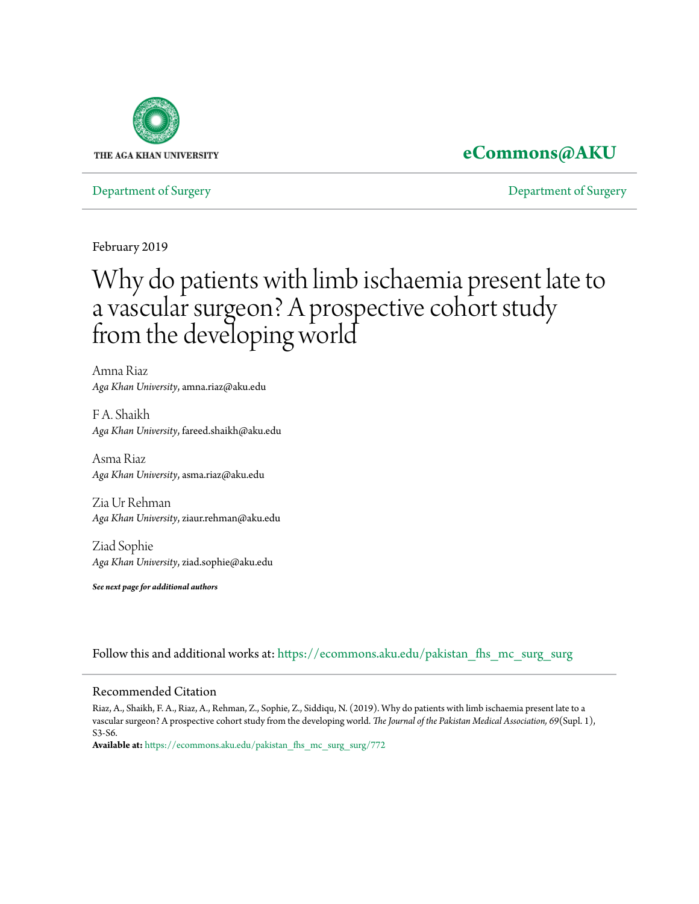THE AGA KHAN UNIVERSITY

**eCommons@AKU**

Department of Surgery | Department of Surgery

February 2019

# Why do patients with limb ischaemia present late to a vascular surgeon? A prospective cohort study from the developing world

Amna Riaz
*Aga Khan University*, amna.riaz@aku.edu

F A. Shaikh
*Aga Khan University*, fareed.shaikh@aku.edu

Asma Riaz
*Aga Khan University*, asma.riaz@aku.edu

Zia Ur Rehman
*Aga Khan University*, ziaur.rehman@aku.edu

Ziad Sophie
*Aga Khan University*, ziad.sophie@aku.edu

***See next page for additional authors***

Follow this and additional works at: https://ecommons.aku.edu/pakistan_fhs_mc_surg_surg

## Recommended Citation

Riaz, A., Shaikh, F. A., Riaz, A., Rehman, Z., Sophie, Z., Siddiqu, N. (2019). Why do patients with limb ischaemia present late to a vascular surgeon? A prospective cohort study from the developing world. *The Journal of the Pakistan Medical Association, 69*(Supl. 1), S3-S6.

**Available at:** https://ecommons.aku.edu/pakistan_fhs_mc_surg_surg/772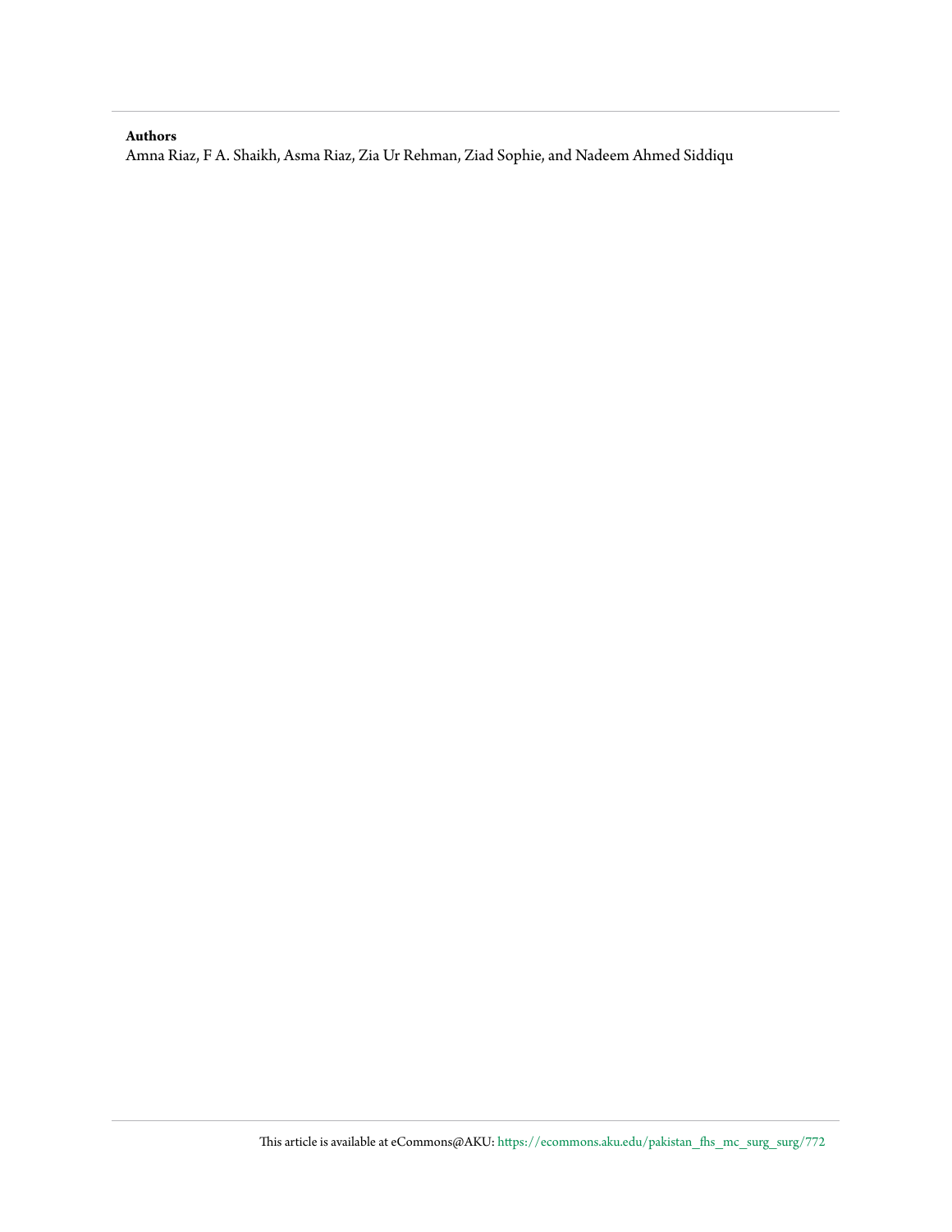**Authors**

Amna Riaz, F A. Shaikh, Asma Riaz, Zia Ur Rehman, Ziad Sophie, and Nadeem Ahmed Siddiqu

This article is available at eCommons@AKU: https://ecommons.aku.edu/pakistan_fhs_mc_surg_surg/772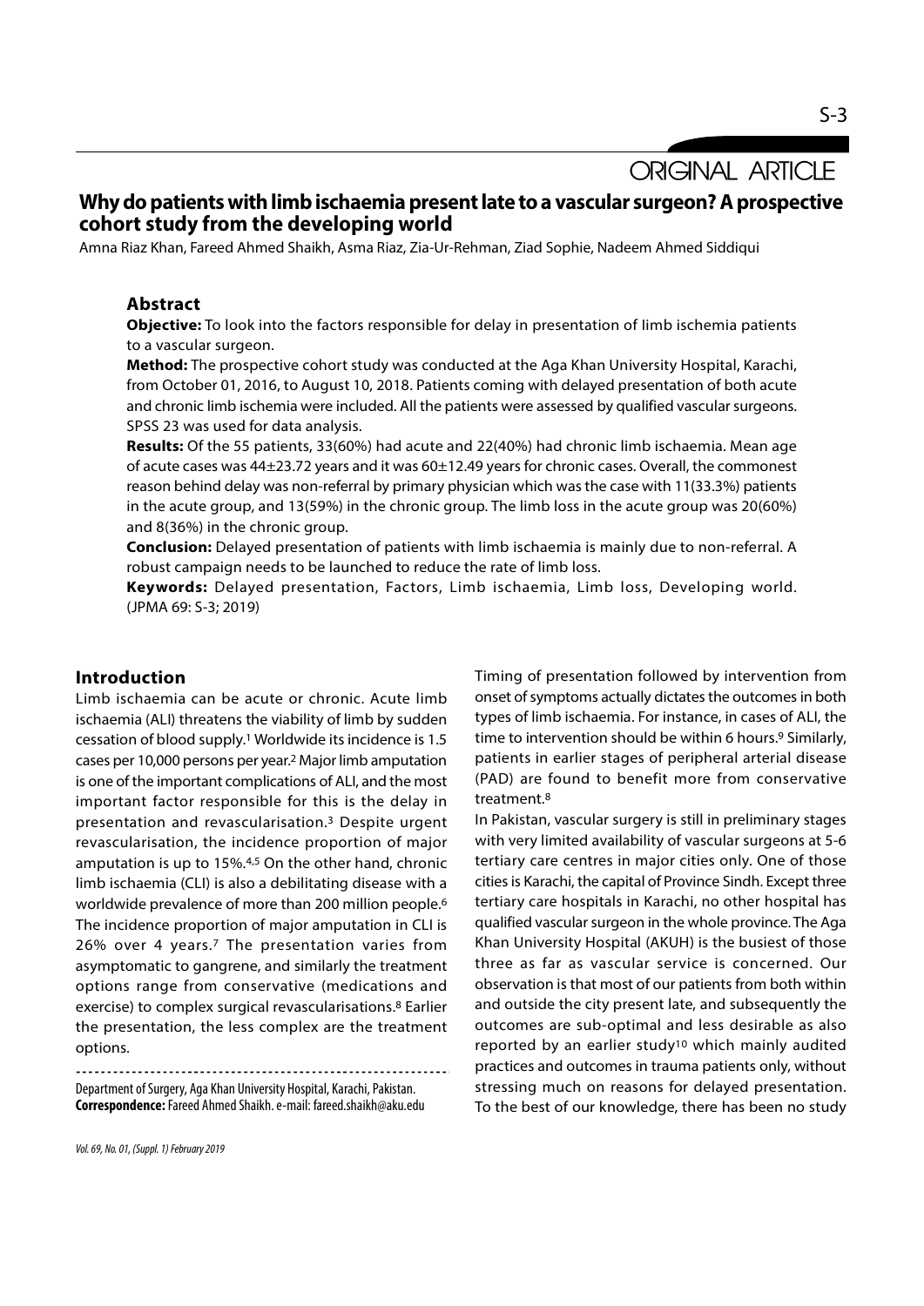ORIGINAL ARTICLE

# Why do patients with limb ischaemia present late to a vascular surgeon? A prospective cohort study from the developing world

Amna Riaz Khan, Fareed Ahmed Shaikh, Asma Riaz, Zia-Ur-Rehman, Ziad Sophie, Nadeem Ahmed Siddiqui

## Abstract

**Objective:** To look into the factors responsible for delay in presentation of limb ischemia patients to a vascular surgeon.

**Method:** The prospective cohort study was conducted at the Aga Khan University Hospital, Karachi, from October 01, 2016, to August 10, 2018. Patients coming with delayed presentation of both acute and chronic limb ischemia were included. All the patients were assessed by qualified vascular surgeons. SPSS 23 was used for data analysis.

**Results:** Of the 55 patients, 33(60%) had acute and 22(40%) had chronic limb ischaemia. Mean age of acute cases was 44±23.72 years and it was 60±12.49 years for chronic cases. Overall, the commonest reason behind delay was non-referral by primary physician which was the case with 11(33.3%) patients in the acute group, and 13(59%) in the chronic group. The limb loss in the acute group was 20(60%) and 8(36%) in the chronic group.

**Conclusion:** Delayed presentation of patients with limb ischaemia is mainly due to non-referral. A robust campaign needs to be launched to reduce the rate of limb loss.

**Keywords:** Delayed presentation, Factors, Limb ischaemia, Limb loss, Developing world.

(JPMA 69: S-3; 2019)

## Introduction

Limb ischaemia can be acute or chronic. Acute limb ischaemia (ALI) threatens the viability of limb by sudden cessation of blood supply.[1] Worldwide its incidence is 1.5 cases per 10,000 persons per year.[2] Major limb amputation is one of the important complications of ALI, and the most important factor responsible for this is the delay in presentation and revascularisation.[3] Despite urgent revascularisation, the incidence proportion of major amputation is up to 15%.[4,5] On the other hand, chronic limb ischaemia (CLI) is also a debilitating disease with a worldwide prevalence of more than 200 million people.[6] The incidence proportion of major amputation in CLI is 26% over 4 years.[7] The presentation varies from asymptomatic to gangrene, and similarly the treatment options range from conservative (medications and exercise) to complex surgical revascularisations.[8] Earlier the presentation, the less complex are the treatment options.

Timing of presentation followed by intervention from onset of symptoms actually dictates the outcomes in both types of limb ischaemia. For instance, in cases of ALI, the time to intervention should be within 6 hours.[9] Similarly, patients in earlier stages of peripheral arterial disease (PAD) are found to benefit more from conservative treatment.[8]

In Pakistan, vascular surgery is still in preliminary stages with very limited availability of vascular surgeons at 5-6 tertiary care centres in major cities only. One of those cities is Karachi, the capital of Province Sindh. Except three tertiary care hospitals in Karachi, no other hospital has qualified vascular surgeon in the whole province. The Aga Khan University Hospital (AKUH) is the busiest of those three as far as vascular service is concerned. Our observation is that most of our patients from both within and outside the city present late, and subsequently the outcomes are sub-optimal and less desirable as also reported by an earlier study[10] which mainly audited practices and outcomes in trauma patients only, without stressing much on reasons for delayed presentation. To the best of our knowledge, there has been no study

Department of Surgery, Aga Khan University Hospital, Karachi, Pakistan.
**Correspondence:** Fareed Ahmed Shaikh. e-mail: fareed.shaikh@aku.edu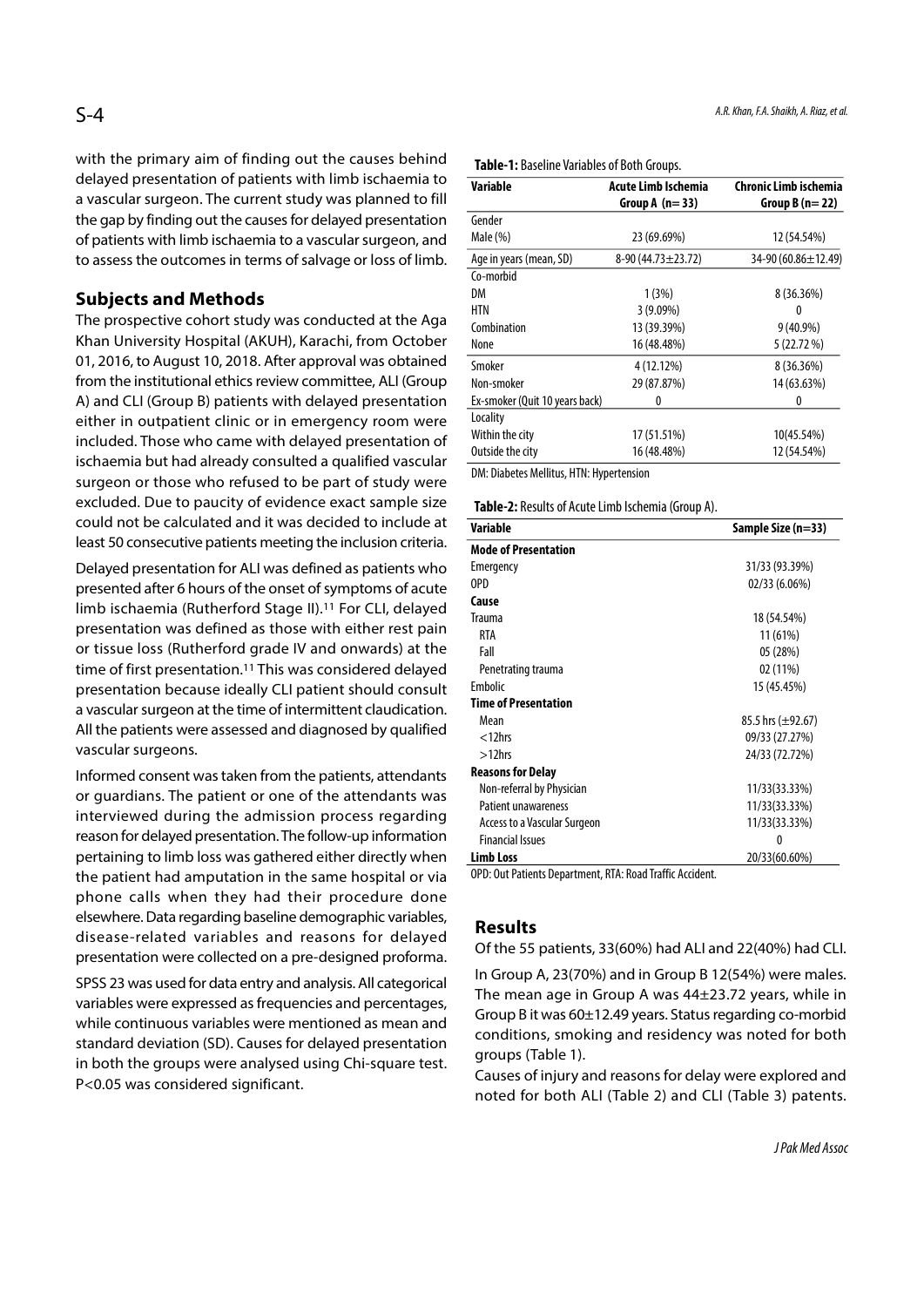with the primary aim of finding out the causes behind delayed presentation of patients with limb ischaemia to a vascular surgeon. The current study was planned to fill the gap by finding out the causes for delayed presentation of patients with limb ischaemia to a vascular surgeon, and to assess the outcomes in terms of salvage or loss of limb.

## Subjects and Methods

The prospective cohort study was conducted at the Aga Khan University Hospital (AKUH), Karachi, from October 01, 2016, to August 10, 2018. After approval was obtained from the institutional ethics review committee, ALI (Group A) and CLI (Group B) patients with delayed presentation either in outpatient clinic or in emergency room were included. Those who came with delayed presentation of ischaemia but had already consulted a qualified vascular surgeon or those who refused to be part of study were excluded. Due to paucity of evidence exact sample size could not be calculated and it was decided to include at least 50 consecutive patients meeting the inclusion criteria.

Delayed presentation for ALI was defined as patients who presented after 6 hours of the onset of symptoms of acute limb ischaemia (Rutherford Stage II).[11] For CLI, delayed presentation was defined as those with either rest pain or tissue loss (Rutherford grade IV and onwards) at the time of first presentation.[11] This was considered delayed presentation because ideally CLI patient should consult a vascular surgeon at the time of intermittent claudication. All the patients were assessed and diagnosed by qualified vascular surgeons.

Informed consent was taken from the patients, attendants or guardians. The patient or one of the attendants was interviewed during the admission process regarding reason for delayed presentation. The follow-up information pertaining to limb loss was gathered either directly when the patient had amputation in the same hospital or via phone calls when they had their procedure done elsewhere. Data regarding baseline demographic variables, disease-related variables and reasons for delayed presentation were collected on a pre-designed proforma.

SPSS 23 was used for data entry and analysis. All categorical variables were expressed as frequencies and percentages, while continuous variables were mentioned as mean and standard deviation (SD). Causes for delayed presentation in both the groups were analysed using Chi-square test. P<0.05 was considered significant.

**Table-1:** Baseline Variables of Both Groups.

| Variable | Acute Limb Ischemia Group A (n= 33) | Chronic Limb ischemia Group B (n= 22) |
|---|---|---|
| Gender | | |
| Male (%) | 23 (69.69%) | 12 (54.54%) |
| Age in years (mean, SD) | 8-90 (44.73±23.72) | 34-90 (60.86±12.49) |
| Co-morbid | | |
| DM | 1 (3%) | 8 (36.36%) |
| HTN | 3 (9.09%) | 0 |
| Combination | 13 (39.39%) | 9 (40.9%) |
| None | 16 (48.48%) | 5 (22.72 %) |
| Smoker | 4 (12.12%) | 8 (36.36%) |
| Non-smoker | 29 (87.87%) | 14 (63.63%) |
| Ex-smoker (Quit 10 years back) | 0 | 0 |
| Locality | | |
| Within the city | 17 (51.51%) | 10(45.54%) |
| Outside the city | 16 (48.48%) | 12 (54.54%) |

DM: Diabetes Mellitus, HTN: Hypertension

**Table-2:** Results of Acute Limb Ischemia (Group A).

| Variable | Sample Size (n=33) |
|---|---|
| **Mode of Presentation** | |
| Emergency | 31/33 (93.39%) |
| OPD | 02/33 (6.06%) |
| **Cause** | |
| Trauma | 18 (54.54%) |
| RTA | 11 (61%) |
| Fall | 05 (28%) |
| Penetrating trauma | 02 (11%) |
| Embolic | 15 (45.45%) |
| **Time of Presentation** | |
| Mean | 85.5 hrs (±92.67) |
| <12hrs | 09/33 (27.27%) |
| >12hrs | 24/33 (72.72%) |
| **Reasons for Delay** | |
| Non-referral by Physician | 11/33(33.33%) |
| Patient unawareness | 11/33(33.33%) |
| Access to a Vascular Surgeon | 11/33(33.33%) |
| Financial Issues | 0 |
| **Limb Loss** | 20/33(60.60%) |

OPD: Out Patients Department, RTA: Road Traffic Accident.

## Results

Of the 55 patients, 33(60%) had ALI and 22(40%) had CLI.

In Group A, 23(70%) and in Group B 12(54%) were males. The mean age in Group A was 44±23.72 years, while in Group B it was 60±12.49 years. Status regarding co-morbid conditions, smoking and residency was noted for both groups (Table 1).

Causes of injury and reasons for delay were explored and noted for both ALI (Table 2) and CLI (Table 3) patents.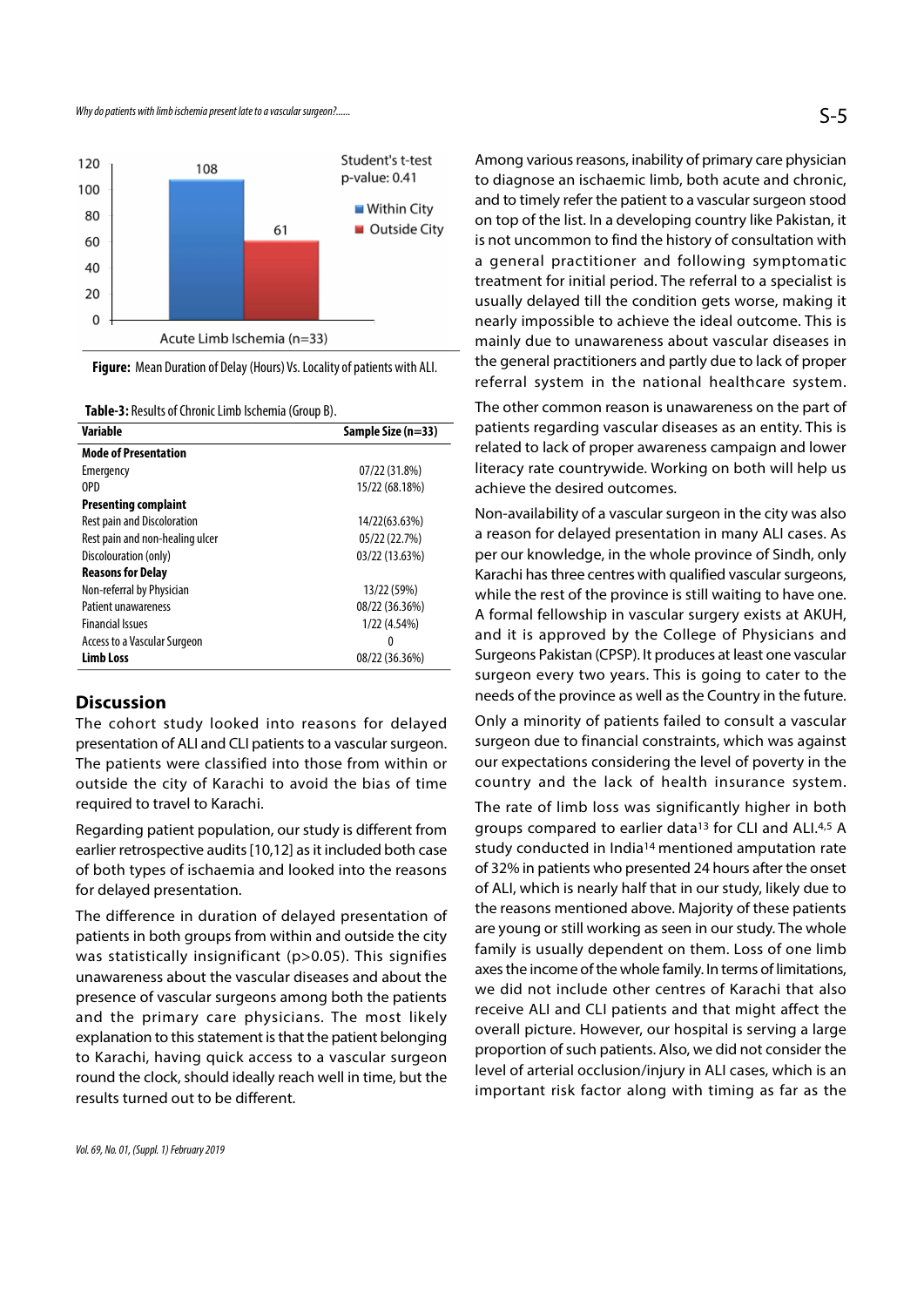Figure: Mean Duration of Delay (Hours) Vs. Locality of patients with ALI.

**Table-3:** Results of Chronic Limb Ischemia (Group B).

| Variable | Sample Size (n=33) |
|---|---|
| **Mode of Presentation** | |
| Emergency | 07/22 (31.8%) |
| OPD | 15/22 (68.18%) |
| **Presenting complaint** | |
| Rest pain and Discoloration | 14/22(63.63%) |
| Rest pain and non-healing ulcer | 05/22 (22.7%) |
| Discolouration (only) | 03/22 (13.63%) |
| **Reasons for Delay** | |
| Non-referral by Physician | 13/22 (59%) |
| Patient unawareness | 08/22 (36.36%) |
| Financial Issues | 1/22 (4.54%) |
| Access to a Vascular Surgeon | 0 |
| **Limb Loss** | 08/22 (36.36%) |

## Discussion

The cohort study looked into reasons for delayed presentation of ALI and CLI patients to a vascular surgeon. The patients were classified into those from within or outside the city of Karachi to avoid the bias of time required to travel to Karachi.

Regarding patient population, our study is different from earlier retrospective audits [10,12] as it included both case of both types of ischaemia and looked into the reasons for delayed presentation.

The difference in duration of delayed presentation of patients in both groups from within and outside the city was statistically insignificant ($p>0.05$). This signifies unawareness about the vascular diseases and about the presence of vascular surgeons among both the patients and the primary care physicians. The most likely explanation to this statement is that the patient belonging to Karachi, having quick access to a vascular surgeon round the clock, should ideally reach well in time, but the results turned out to be different.

Among various reasons, inability of primary care physician to diagnose an ischaemic limb, both acute and chronic, and to timely refer the patient to a vascular surgeon stood on top of the list. In a developing country like Pakistan, it is not uncommon to find the history of consultation with a general practitioner and following symptomatic treatment for initial period. The referral to a specialist is usually delayed till the condition gets worse, making it nearly impossible to achieve the ideal outcome. This is mainly due to unawareness about vascular diseases in the general practitioners and partly due to lack of proper referral system in the national healthcare system.

The other common reason is unawareness on the part of patients regarding vascular diseases as an entity. This is related to lack of proper awareness campaign and lower literacy rate countrywide. Working on both will help us achieve the desired outcomes.

Non-availability of a vascular surgeon in the city was also a reason for delayed presentation in many ALI cases. As per our knowledge, in the whole province of Sindh, only Karachi has three centres with qualified vascular surgeons, while the rest of the province is still waiting to have one. A formal fellowship in vascular surgery exists at AKUH, and it is approved by the College of Physicians and Surgeons Pakistan (CPSP). It produces at least one vascular surgeon every two years. This is going to cater to the needs of the province as well as the Country in the future.

Only a minority of patients failed to consult a vascular surgeon due to financial constraints, which was against our expectations considering the level of poverty in the country and the lack of health insurance system.

The rate of limb loss was significantly higher in both groups compared to earlier data[13] for CLI and ALI.[4,5] A study conducted in India[14] mentioned amputation rate of 32% in patients who presented 24 hours after the onset of ALI, which is nearly half that in our study, likely due to the reasons mentioned above. Majority of these patients are young or still working as seen in our study. The whole family is usually dependent on them. Loss of one limb axes the income of the whole family. In terms of limitations, we did not include other centres of Karachi that also receive ALI and CLI patients and that might affect the overall picture. However, our hospital is serving a large proportion of such patients. Also, we did not consider the level of arterial occlusion/injury in ALI cases, which is an important risk factor along with timing as far as the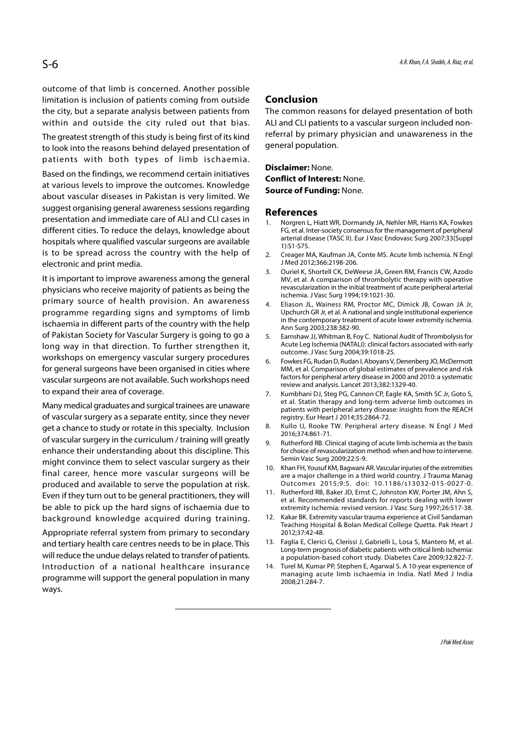outcome of that limb is concerned. Another possible limitation is inclusion of patients coming from outside the city, but a separate analysis between patients from within and outside the city ruled out that bias.

The greatest strength of this study is being first of its kind to look into the reasons behind delayed presentation of patients with both types of limb ischaemia.

Based on the findings, we recommend certain initiatives at various levels to improve the outcomes. Knowledge about vascular diseases in Pakistan is very limited. We suggest organising general awareness sessions regarding presentation and immediate care of ALI and CLI cases in different cities. To reduce the delays, knowledge about hospitals where qualified vascular surgeons are available is to be spread across the country with the help of electronic and print media.

It is important to improve awareness among the general physicians who receive majority of patients as being the primary source of health provision. An awareness programme regarding signs and symptoms of limb ischaemia in different parts of the country with the help of Pakistan Society for Vascular Surgery is going to go a long way in that direction. To further strengthen it, workshops on emergency vascular surgery procedures for general surgeons have been organised in cities where vascular surgeons are not available. Such workshops need to expand their area of coverage.

Many medical graduates and surgical trainees are unaware of vascular surgery as a separate entity, since they never get a chance to study or rotate in this specialty. Inclusion of vascular surgery in the curriculum / training will greatly enhance their understanding about this discipline. This might convince them to select vascular surgery as their final career, hence more vascular surgeons will be produced and available to serve the population at risk. Even if they turn out to be general practitioners, they will be able to pick up the hard signs of ischaemia due to background knowledge acquired during training.

Appropriate referral system from primary to secondary and tertiary health care centres needs to be in place. This will reduce the undue delays related to transfer of patients. Introduction of a national healthcare insurance programme will support the general population in many ways.

## Conclusion

The common reasons for delayed presentation of both ALI and CLI patients to a vascular surgeon included non-referral by primary physician and unawareness in the general population.

**Disclaimer:** None.
**Conflict of Interest:** None.
**Source of Funding:** None.

## References

1. Norgren L, Hiatt WR, Dormandy JA, Nehler MR, Harris KA, Fowkes FG, et al. Inter-society consensus for the management of peripheral arterial disease (TASC II). Eur J Vasc Endovasc Surg 2007;33(Suppl 1):S1-S75.
2. Creager MA, Kaufman JA, Conte MS. Acute limb ischemia. N Engl J Med 2012;366:2198-206.
3. Ouriel K, Shortell CK, DeWeese JA, Green RM, Francis CW, Azodo MV, et al. A comparison of thrombolytic therapy with operative revascularization in the initial treatment of acute peripheral arterial ischemia. J Vasc Surg 1994;19:1021-30.
4. Eliason JL, Wainess RM, Proctor MC, Dimick JB, Cowan JA Jr, Upchurch GR Jr, et al. A national and single institutional experience in the contemporary treatment of acute lower extremity ischemia. Ann Surg 2003;238:382-90.
5. Earnshaw JJ, Whitman B, Foy C. National Audit of Thrombolysis for Acute Leg Ischemia (NATALI): clinical factors associated with early outcome. J Vasc Surg 2004;39:1018-25.
6. Fowkes FG, Rudan D, Rudan I, Aboyans V, Denenberg JO, McDermott MM, et al. Comparison of global estimates of prevalence and risk factors for peripheral artery disease in 2000 and 2010: a systematic review and analysis. Lancet 2013;382:1329-40.
7. Kumbhani DJ, Steg PG, Cannon CP, Eagle KA, Smith SC Jr, Goto S, et al. Statin therapy and long-term adverse limb outcomes in patients with peripheral artery disease: insights from the REACH registry. Eur Heart J 2014;35:2864-72.
8. Kullo IJ, Rooke TW. Peripheral artery disease. N Engl J Med 2016;374:861-71.
9. Rutherford RB. Clinical staging of acute limb ischemia as the basis for choice of revascularization method: when and how to intervene. Semin Vasc Surg 2009;22:5-9.
10. Khan FH, Yousuf KM, Bagwani AR. Vascular injuries of the extremities are a major challenge in a third world country. J Trauma Manag Outcomes 2015;9:5. doi: 10.1186/s13032-015-0027-0.
11. Rutherford RB, Baker JD, Ernst C, Johnston KW, Porter JM, Ahn S, et al. Recommended standards for reports dealing with lower extremity ischemia: revised version. J Vasc Surg 1997;26:517-38.
12. Kakar BK. Extremity vascular trauma experience at Civil Sandaman Teaching Hospital & Bolan Medical College Quetta. Pak Heart J 2012;37:42-48.
13. Faglia E, Clerici G, Clerissi J, Gabrielli L, Losa S, Mantero M, et al. Long-term prognosis of diabetic patients with critical limb ischemia: a population-based cohort study. Diabetes Care 2009;32:822-7.
14. Turel M, Kumar PP, Stephen E, Agarwal S. A 10-year experience of managing acute limb ischaemia in India. Natl Med J India 2008;21:284-7.